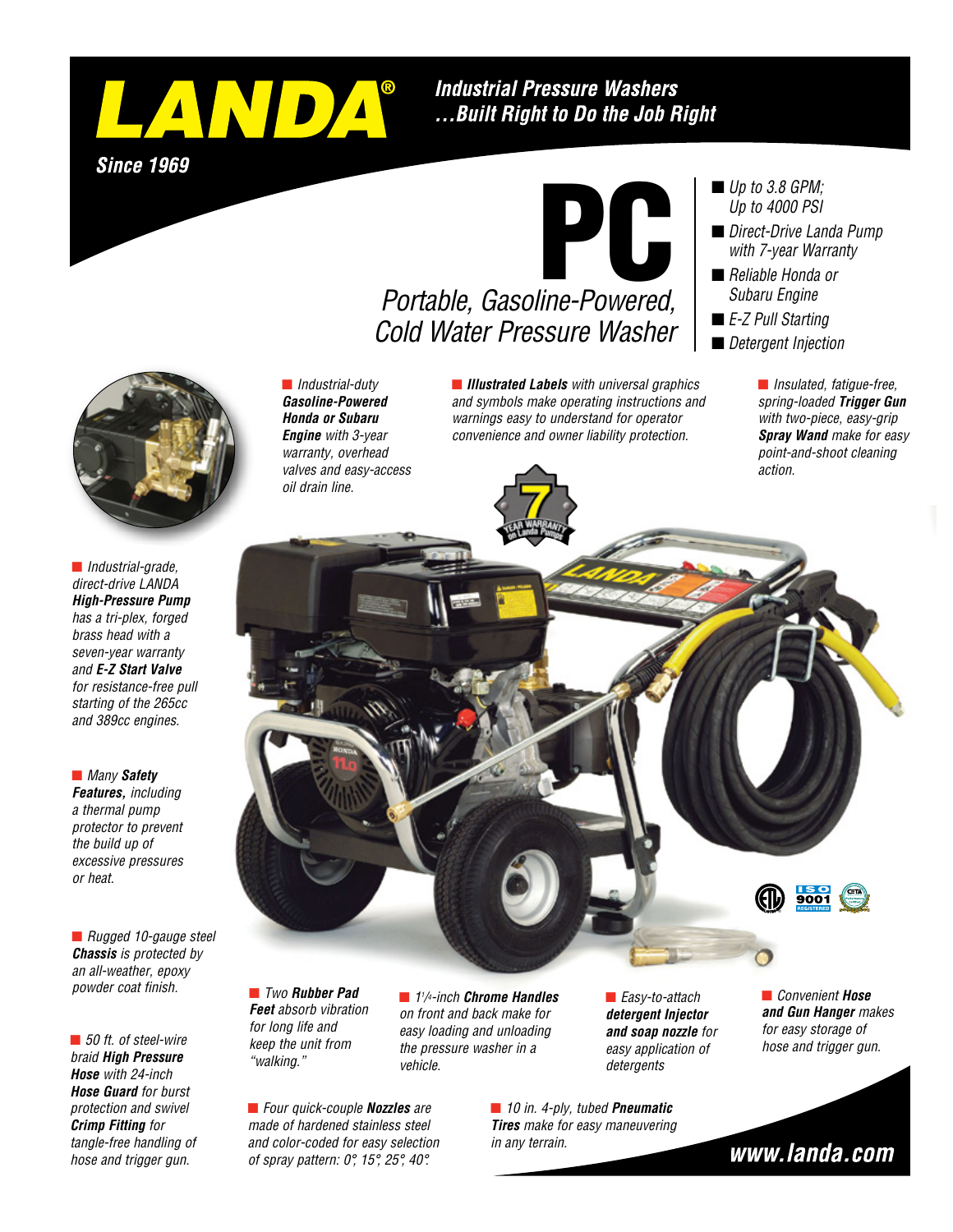# LANDA®

**Since 1969**

***Industrial Pressure Washers …Built Right to Do the Job Right***

# PC

*Portable, Gasoline-Powered, Cold Water Pressure Washer*

- *Up to 3.8 GPM; Up to 4000 PSI*
- *Direct-Drive Landa Pump with 7-year Warranty*
- *Reliable Honda or Subaru Engine*
- *E-Z Pull Starting*
- *Detergent Injection*

- *Industrial-duty **Gasoline-Powered Honda or Subaru Engine** with 3-year warranty, overhead valves and easy-access oil drain line.*
- ***Illustrated Labels** with universal graphics and symbols make operating instructions and warnings easy to understand for operator convenience and owner liability protection.*
- *Insulated, fatigue-free, spring-loaded **Trigger Gun** with two-piece, easy-grip **Spray Wand** make for easy point-and-shoot cleaning action.*
- *Industrial-grade, direct-drive LANDA **High-Pressure Pump** has a tri-plex, forged brass head with a seven-year warranty and **E-Z Start Valve** for resistance-free pull starting of the 265cc and 389cc engines.*
- *Many **Safety Features,** including a thermal pump protector to prevent the build up of excessive pressures or heat.*
- *Rugged 10-gauge steel **Chassis** is protected by an all-weather, epoxy powder coat finish.*
- *50 ft. of steel-wire braid **High Pressure Hose** with 24-inch **Hose Guard** for burst protection and swivel **Crimp Fitting** for tangle-free handling of hose and trigger gun.*
- *Two **Rubber Pad Feet** absorb vibration for long life and keep the unit from "walking."*
- *1¼-inch **Chrome Handles** on front and back make for easy loading and unloading the pressure washer in a vehicle.*
- *Easy-to-attach **detergent Injector and soap nozzle** for easy application of detergents*
- *Convenient **Hose and Gun Hanger** makes for easy storage of hose and trigger gun.*
- *Four quick-couple **Nozzles** are made of hardened stainless steel and color-coded for easy selection of spray pattern: 0°, 15°, 25°, 40°.*
- *10 in. 4-ply, tubed **Pneumatic Tires** make for easy maneuvering in any terrain.*

**www.landa.com**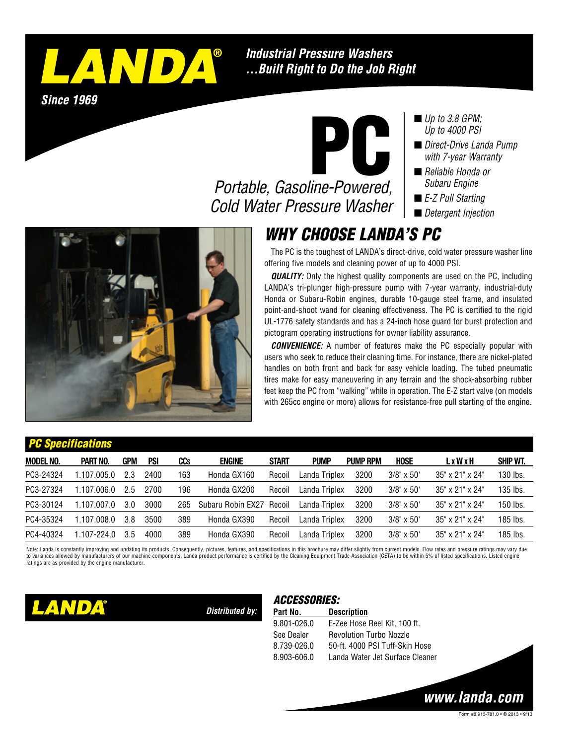# LANDA®

***Industrial Pressure Washers ...Built Right to Do the Job Right***

***Since 1969***

# PC

*Portable, Gasoline-Powered, Cold Water Pressure Washer*

- *Up to 3.8 GPM; Up to 4000 PSI*
- *Direct-Drive Landa Pump with 7-year Warranty*
- *Reliable Honda or Subaru Engine*
- *E-Z Pull Starting*
- *Detergent Injection*

## WHY CHOOSE LANDA'S PC

The PC is the toughest of LANDA's direct-drive, cold water pressure washer line offering five models and cleaning power of up to 4000 PSI.

***QUALITY:*** Only the highest quality components are used on the PC, including LANDA's tri-plunger high-pressure pump with 7-year warranty, industrial-duty Honda or Subaru-Robin engines, durable 10-gauge steel frame, and insulated point-and-shoot wand for cleaning effectiveness. The PC is certified to the rigid UL-1776 safety standards and has a 24-inch hose guard for burst protection and pictogram operating instructions for owner liability assurance.

***CONVENIENCE:*** A number of features make the PC especially popular with users who seek to reduce their cleaning time. For instance, there are nickel-plated handles on both front and back for easy vehicle loading. The tubed pneumatic tires make for easy maneuvering in any terrain and the shock-absorbing rubber feet keep the PC from "walking" while in operation. The E-Z start valve (on models with 265cc engine or more) allows for resistance-free pull starting of the engine.

## PC Specifications

| MODEL NO. | PART NO. | GPM | PSI | CCs | ENGINE | START | PUMP | PUMP RPM | HOSE | L x W x H | SHIP WT. |
|---|---|---|---|---|---|---|---|---|---|---|---|
| PC3-24324 | 1.107.005.0 | 2.3 | 2400 | 163 | Honda GX160 | Recoil | Landa Triplex | 3200 | 3/8" x 50' | 35" x 21" x 24" | 130 lbs. |
| PC3-27324 | 1.107.006.0 | 2.5 | 2700 | 196 | Honda GX200 | Recoil | Landa Triplex | 3200 | 3/8" x 50' | 35" x 21" x 24" | 135 lbs. |
| PC3-30124 | 1.107.007.0 | 3.0 | 3000 | 265 | Subaru Robin EX27 | Recoil | Landa Triplex | 3200 | 3/8" x 50' | 35" x 21" x 24" | 150 lbs. |
| PC4-35324 | 1.107.008.0 | 3.8 | 3500 | 389 | Honda GX390 | Recoil | Landa Triplex | 3200 | 3/8" x 50' | 35" x 21" x 24" | 185 lbs. |
| PC4-40324 | 1.107-224.0 | 3.5 | 4000 | 389 | Honda GX390 | Recoil | Landa Triplex | 3200 | 3/8" x 50' | 35" x 21" x 24" | 185 lbs. |

Note: Landa is constantly improving and updating its products. Consequently, pictures, features, and specifications in this brochure may differ slightly from current models. Flow rates and pressure ratings may vary due to variances allowed by manufacturers of our machine components. Landa product performance is certified by the Cleaning Equipment Trade Association (CETA) to be within 5% of listed specifications. Listed engine ratings are as provided by the engine manufacturer.

**LANDA®**

***Distributed by:***

### ACCESSORIES:

| Part No. | Description |
|---|---|
| 9.801-026.0 | E-Zee Hose Reel Kit, 100 ft. |
| See Dealer | Revolution Turbo Nozzle |
| 8.739-026.0 | 50-ft. 4000 PSI Tuff-Skin Hose |
| 8.903-606.0 | Landa Water Jet Surface Cleaner |

***www.landa.com***

Form #8.913-781.0 • © 2013 • 9/13